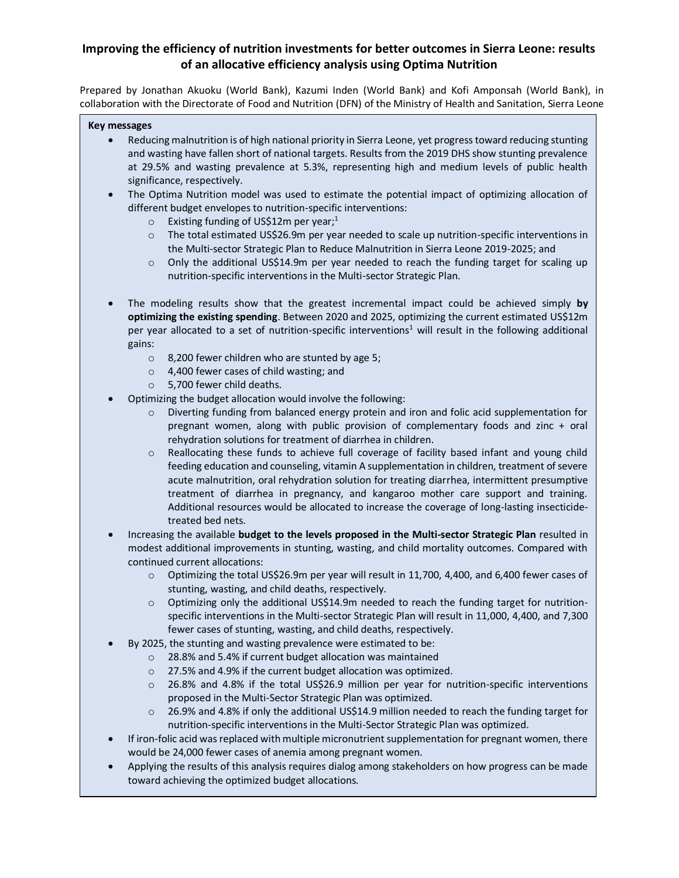# Improving the efficiency of nutrition investments for better outcomes in Sierra Leone: results of an allocative efficiency analysis using Optima Nutrition

Prepared by Jonathan Akuoku (World Bank), Kazumi Inden (World Bank) and Kofi Amponsah (World Bank), in collaboration with the Directorate of Food and Nutrition (DFN) of the Ministry of Health and Sanitation, Sierra Leone

**Key messages**

- Reducing malnutrition is of high national priority in Sierra Leone, yet progress toward reducing stunting and wasting have fallen short of national targets. Results from the 2019 DHS show stunting prevalence at 29.5% and wasting prevalence at 5.3%, representing high and medium levels of public health significance, respectively.
- The Optima Nutrition model was used to estimate the potential impact of optimizing allocation of different budget envelopes to nutrition-specific interventions:
  - Existing funding of US$12m per year;[1]
  - The total estimated US$26.9m per year needed to scale up nutrition-specific interventions in the Multi-sector Strategic Plan to Reduce Malnutrition in Sierra Leone 2019-2025; and
  - Only the additional US$14.9m per year needed to reach the funding target for scaling up nutrition-specific interventions in the Multi-sector Strategic Plan.
- The modeling results show that the greatest incremental impact could be achieved simply **by optimizing the existing spending**. Between 2020 and 2025, optimizing the current estimated US$12m per year allocated to a set of nutrition-specific interventions[1] will result in the following additional gains:
  - 8,200 fewer children who are stunted by age 5;
  - 4,400 fewer cases of child wasting; and
  - 5,700 fewer child deaths.
- Optimizing the budget allocation would involve the following:
  - Diverting funding from balanced energy protein and iron and folic acid supplementation for pregnant women, along with public provision of complementary foods and zinc + oral rehydration solutions for treatment of diarrhea in children.
  - Reallocating these funds to achieve full coverage of facility based infant and young child feeding education and counseling, vitamin A supplementation in children, treatment of severe acute malnutrition, oral rehydration solution for treating diarrhea, intermittent presumptive treatment of diarrhea in pregnancy, and kangaroo mother care support and training. Additional resources would be allocated to increase the coverage of long-lasting insecticide-treated bed nets.
- Increasing the available **budget to the levels proposed in the Multi-sector Strategic Plan** resulted in modest additional improvements in stunting, wasting, and child mortality outcomes. Compared with continued current allocations:
  - Optimizing the total US$26.9m per year will result in 11,700, 4,400, and 6,400 fewer cases of stunting, wasting, and child deaths, respectively.
  - Optimizing only the additional US$14.9m needed to reach the funding target for nutrition-specific interventions in the Multi-sector Strategic Plan will result in 11,000, 4,400, and 7,300 fewer cases of stunting, wasting, and child deaths, respectively.
- By 2025, the stunting and wasting prevalence were estimated to be:
  - 28.8% and 5.4% if current budget allocation was maintained
  - 27.5% and 4.9% if the current budget allocation was optimized.
  - 26.8% and 4.8% if the total US$26.9 million per year for nutrition-specific interventions proposed in the Multi-Sector Strategic Plan was optimized.
  - 26.9% and 4.8% if only the additional US$14.9 million needed to reach the funding target for nutrition-specific interventions in the Multi-Sector Strategic Plan was optimized.
- If iron-folic acid was replaced with multiple micronutrient supplementation for pregnant women, there would be 24,000 fewer cases of anemia among pregnant women.
- Applying the results of this analysis requires dialog among stakeholders on how progress can be made toward achieving the optimized budget allocations.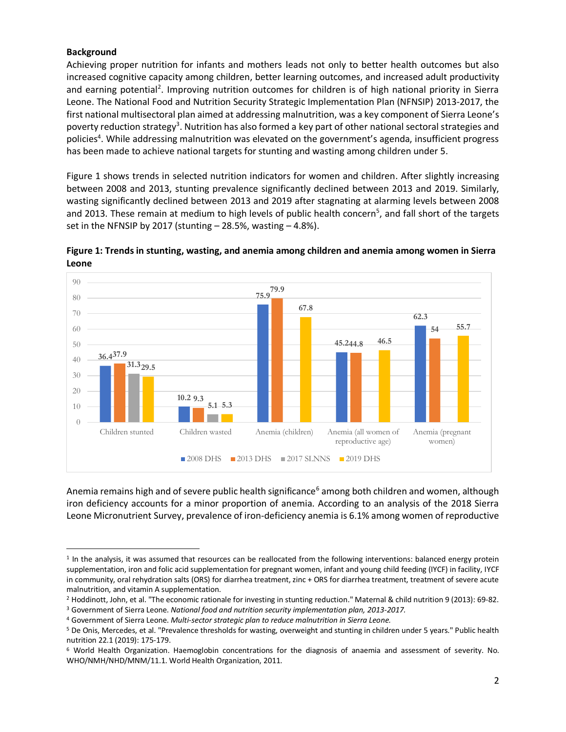**Background**

Achieving proper nutrition for infants and mothers leads not only to better health outcomes but also increased cognitive capacity among children, better learning outcomes, and increased adult productivity and earning potential[2]. Improving nutrition outcomes for children is of high national priority in Sierra Leone. The National Food and Nutrition Security Strategic Implementation Plan (NFNSIP) 2013-2017, the first national multisectoral plan aimed at addressing malnutrition, was a key component of Sierra Leone's poverty reduction strategy[3]. Nutrition has also formed a key part of other national sectoral strategies and policies[4]. While addressing malnutrition was elevated on the government's agenda, insufficient progress has been made to achieve national targets for stunting and wasting among children under 5.

Figure 1 shows trends in selected nutrition indicators for women and children. After slightly increasing between 2008 and 2013, stunting prevalence significantly declined between 2013 and 2019. Similarly, wasting significantly declined between 2013 and 2019 after stagnating at alarming levels between 2008 and 2013. These remain at medium to high levels of public health concern[5], and fall short of the targets set in the NFNSIP by 2017 (stunting – 28.5%, wasting – 4.8%).

**Figure 1: Trends in stunting, wasting, and anemia among children and anemia among women in Sierra Leone**

| | 2008 DHS | 2013 DHS | 2017 SLNNS | 2019 DHS |
|---|---|---|---|---|
| Children stunted | 36.4 | 37.9 | 31.3 | 29.5 |
| Children wasted | 10.2 | 9.3 | 5.1 | 5.3 |
| Anemia (children) | 75.9 | 79.9 | | 67.8 |
| Anemia (all women of reproductive age) | 45.2 | 44.8 | | 46.5 |
| Anemia (pregnant women) | 62.3 | 54 | | 55.7 |

Anemia remains high and of severe public health significance[6] among both children and women, although iron deficiency accounts for a minor proportion of anemia. According to an analysis of the 2018 Sierra Leone Micronutrient Survey, prevalence of iron-deficiency anemia is 6.1% among women of reproductive

---

[1] In the analysis, it was assumed that resources can be reallocated from the following interventions: balanced energy protein supplementation, iron and folic acid supplementation for pregnant women, infant and young child feeding (IYCF) in facility, IYCF in community, oral rehydration salts (ORS) for diarrhea treatment, zinc + ORS for diarrhea treatment, treatment of severe acute malnutrition, and vitamin A supplementation.

[2] Hoddinott, John, et al. "The economic rationale for investing in stunting reduction." Maternal & child nutrition 9 (2013): 69-82.

[3] Government of Sierra Leone. *National food and nutrition security implementation plan, 2013-2017.*

[4] Government of Sierra Leone. *Multi-sector strategic plan to reduce malnutrition in Sierra Leone.*

[5] De Onis, Mercedes, et al. "Prevalence thresholds for wasting, overweight and stunting in children under 5 years." Public health nutrition 22.1 (2019): 175-179.

[6] World Health Organization. Haemoglobin concentrations for the diagnosis of anaemia and assessment of severity. No. WHO/NMH/NHD/MNM/11.1. World Health Organization, 2011.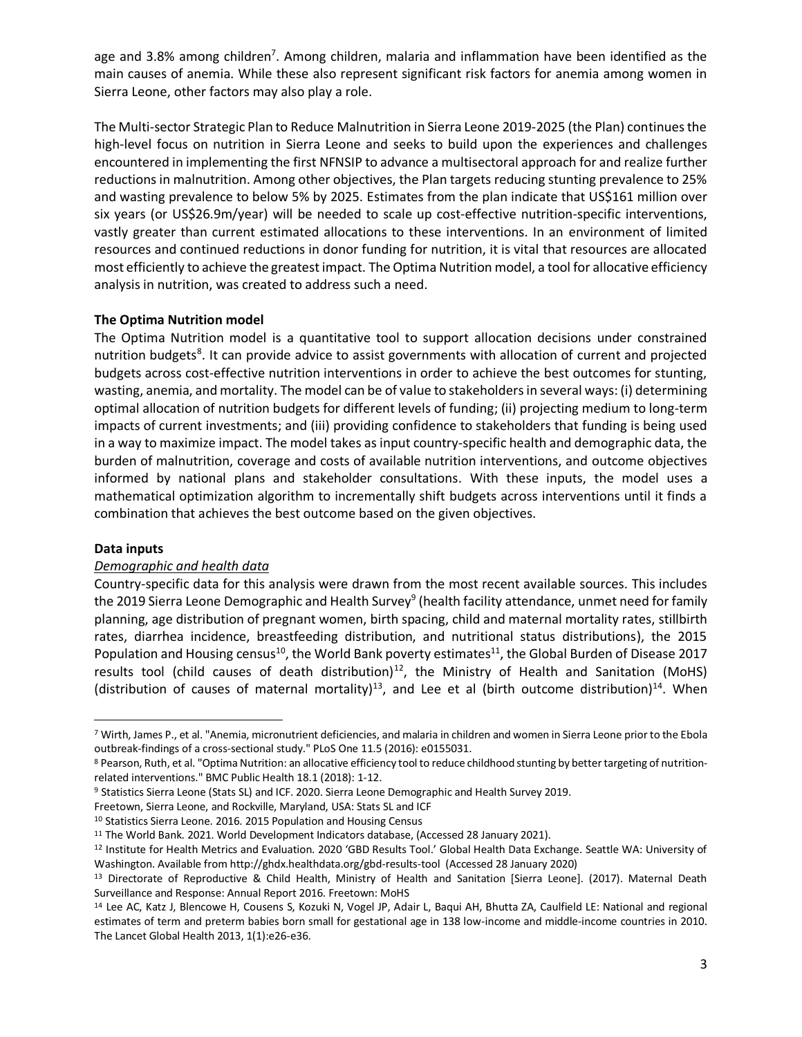age and 3.8% among children[7]. Among children, malaria and inflammation have been identified as the main causes of anemia. While these also represent significant risk factors for anemia among women in Sierra Leone, other factors may also play a role.

The Multi-sector Strategic Plan to Reduce Malnutrition in Sierra Leone 2019-2025 (the Plan) continues the high-level focus on nutrition in Sierra Leone and seeks to build upon the experiences and challenges encountered in implementing the first NFNSIP to advance a multisectoral approach for and realize further reductions in malnutrition. Among other objectives, the Plan targets reducing stunting prevalence to 25% and wasting prevalence to below 5% by 2025. Estimates from the plan indicate that US$161 million over six years (or US$26.9m/year) will be needed to scale up cost-effective nutrition-specific interventions, vastly greater than current estimated allocations to these interventions. In an environment of limited resources and continued reductions in donor funding for nutrition, it is vital that resources are allocated most efficiently to achieve the greatest impact. The Optima Nutrition model, a tool for allocative efficiency analysis in nutrition, was created to address such a need.

**The Optima Nutrition model**

The Optima Nutrition model is a quantitative tool to support allocation decisions under constrained nutrition budgets[8]. It can provide advice to assist governments with allocation of current and projected budgets across cost-effective nutrition interventions in order to achieve the best outcomes for stunting, wasting, anemia, and mortality. The model can be of value to stakeholders in several ways: (i) determining optimal allocation of nutrition budgets for different levels of funding; (ii) projecting medium to long-term impacts of current investments; and (iii) providing confidence to stakeholders that funding is being used in a way to maximize impact. The model takes as input country-specific health and demographic data, the burden of malnutrition, coverage and costs of available nutrition interventions, and outcome objectives informed by national plans and stakeholder consultations. With these inputs, the model uses a mathematical optimization algorithm to incrementally shift budgets across interventions until it finds a combination that achieves the best outcome based on the given objectives.

**Data inputs**

*Demographic and health data*

Country-specific data for this analysis were drawn from the most recent available sources. This includes the 2019 Sierra Leone Demographic and Health Survey[9] (health facility attendance, unmet need for family planning, age distribution of pregnant women, birth spacing, child and maternal mortality rates, stillbirth rates, diarrhea incidence, breastfeeding distribution, and nutritional status distributions), the 2015 Population and Housing census[10], the World Bank poverty estimates[11], the Global Burden of Disease 2017 results tool (child causes of death distribution)[12], the Ministry of Health and Sanitation (MoHS) (distribution of causes of maternal mortality)[13], and Lee et al (birth outcome distribution)[14]. When

---

[7] Wirth, James P., et al. "Anemia, micronutrient deficiencies, and malaria in children and women in Sierra Leone prior to the Ebola outbreak-findings of a cross-sectional study." PLoS One 11.5 (2016): e0155031.

[8] Pearson, Ruth, et al. "Optima Nutrition: an allocative efficiency tool to reduce childhood stunting by better targeting of nutrition-related interventions." BMC Public Health 18.1 (2018): 1-12.

[9] Statistics Sierra Leone (Stats SL) and ICF. 2020. Sierra Leone Demographic and Health Survey 2019.
Freetown, Sierra Leone, and Rockville, Maryland, USA: Stats SL and ICF

[10] Statistics Sierra Leone. 2016. 2015 Population and Housing Census

[11] The World Bank. 2021. World Development Indicators database, (Accessed 28 January 2021).

[12] Institute for Health Metrics and Evaluation. 2020 'GBD Results Tool.' Global Health Data Exchange. Seattle WA: University of Washington. Available from http://ghdx.healthdata.org/gbd-results-tool (Accessed 28 January 2020)

[13] Directorate of Reproductive & Child Health, Ministry of Health and Sanitation [Sierra Leone]. (2017). Maternal Death Surveillance and Response: Annual Report 2016. Freetown: MoHS

[14] Lee AC, Katz J, Blencowe H, Cousens S, Kozuki N, Vogel JP, Adair L, Baqui AH, Bhutta ZA, Caulfield LE: National and regional estimates of term and preterm babies born small for gestational age in 138 low-income and middle-income countries in 2010. The Lancet Global Health 2013, 1(1):e26-e36.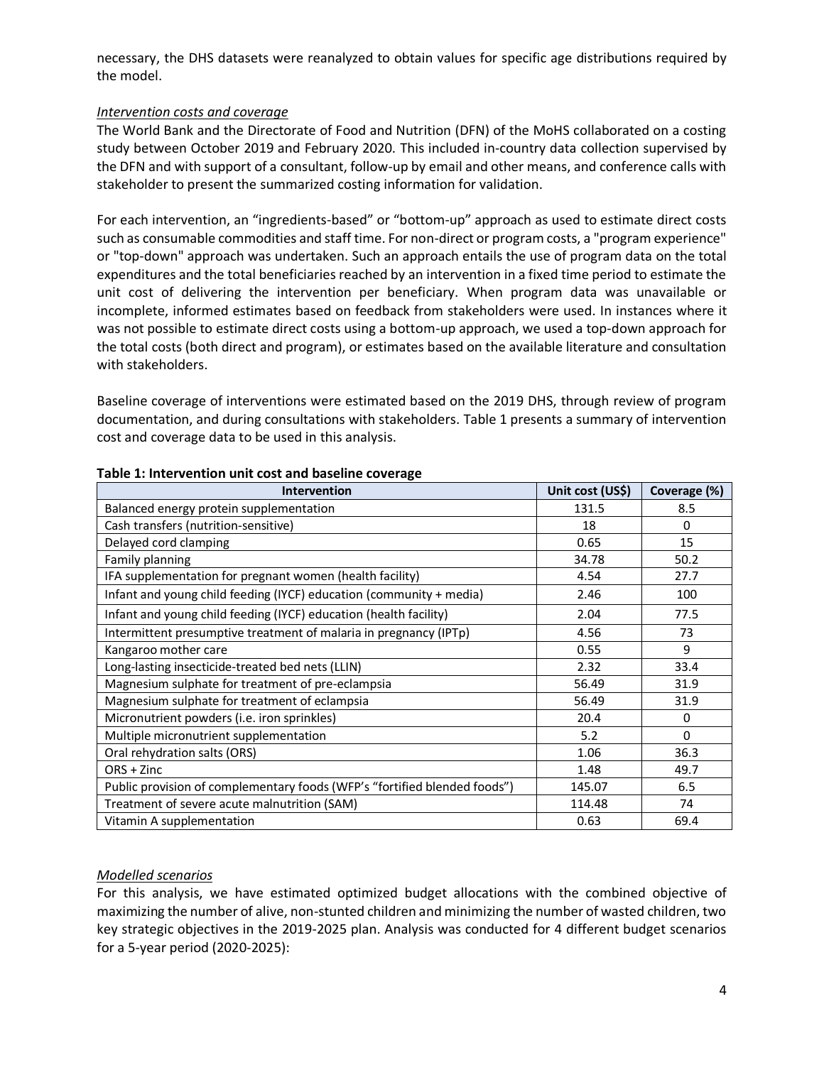necessary, the DHS datasets were reanalyzed to obtain values for specific age distributions required by the model.

*Intervention costs and coverage*

The World Bank and the Directorate of Food and Nutrition (DFN) of the MoHS collaborated on a costing study between October 2019 and February 2020. This included in-country data collection supervised by the DFN and with support of a consultant, follow-up by email and other means, and conference calls with stakeholder to present the summarized costing information for validation.

For each intervention, an "ingredients-based" or "bottom-up" approach as used to estimate direct costs such as consumable commodities and staff time. For non-direct or program costs, a "program experience" or "top-down" approach was undertaken. Such an approach entails the use of program data on the total expenditures and the total beneficiaries reached by an intervention in a fixed time period to estimate the unit cost of delivering the intervention per beneficiary. When program data was unavailable or incomplete, informed estimates based on feedback from stakeholders were used. In instances where it was not possible to estimate direct costs using a bottom-up approach, we used a top-down approach for the total costs (both direct and program), or estimates based on the available literature and consultation with stakeholders.

Baseline coverage of interventions were estimated based on the 2019 DHS, through review of program documentation, and during consultations with stakeholders. Table 1 presents a summary of intervention cost and coverage data to be used in this analysis.

**Table 1: Intervention unit cost and baseline coverage**

| Intervention | Unit cost (US$) | Coverage (%) |
|---|---|---|
| Balanced energy protein supplementation | 131.5 | 8.5 |
| Cash transfers (nutrition-sensitive) | 18 | 0 |
| Delayed cord clamping | 0.65 | 15 |
| Family planning | 34.78 | 50.2 |
| IFA supplementation for pregnant women (health facility) | 4.54 | 27.7 |
| Infant and young child feeding (IYCF) education (community + media) | 2.46 | 100 |
| Infant and young child feeding (IYCF) education (health facility) | 2.04 | 77.5 |
| Intermittent presumptive treatment of malaria in pregnancy (IPTp) | 4.56 | 73 |
| Kangaroo mother care | 0.55 | 9 |
| Long-lasting insecticide-treated bed nets (LLIN) | 2.32 | 33.4 |
| Magnesium sulphate for treatment of pre-eclampsia | 56.49 | 31.9 |
| Magnesium sulphate for treatment of eclampsia | 56.49 | 31.9 |
| Micronutrient powders (i.e. iron sprinkles) | 20.4 | 0 |
| Multiple micronutrient supplementation | 5.2 | 0 |
| Oral rehydration salts (ORS) | 1.06 | 36.3 |
| ORS + Zinc | 1.48 | 49.7 |
| Public provision of complementary foods (WFP's "fortified blended foods") | 145.07 | 6.5 |
| Treatment of severe acute malnutrition (SAM) | 114.48 | 74 |
| Vitamin A supplementation | 0.63 | 69.4 |

*Modelled scenarios*

For this analysis, we have estimated optimized budget allocations with the combined objective of maximizing the number of alive, non-stunted children and minimizing the number of wasted children, two key strategic objectives in the 2019-2025 plan. Analysis was conducted for 4 different budget scenarios for a 5-year period (2020-2025):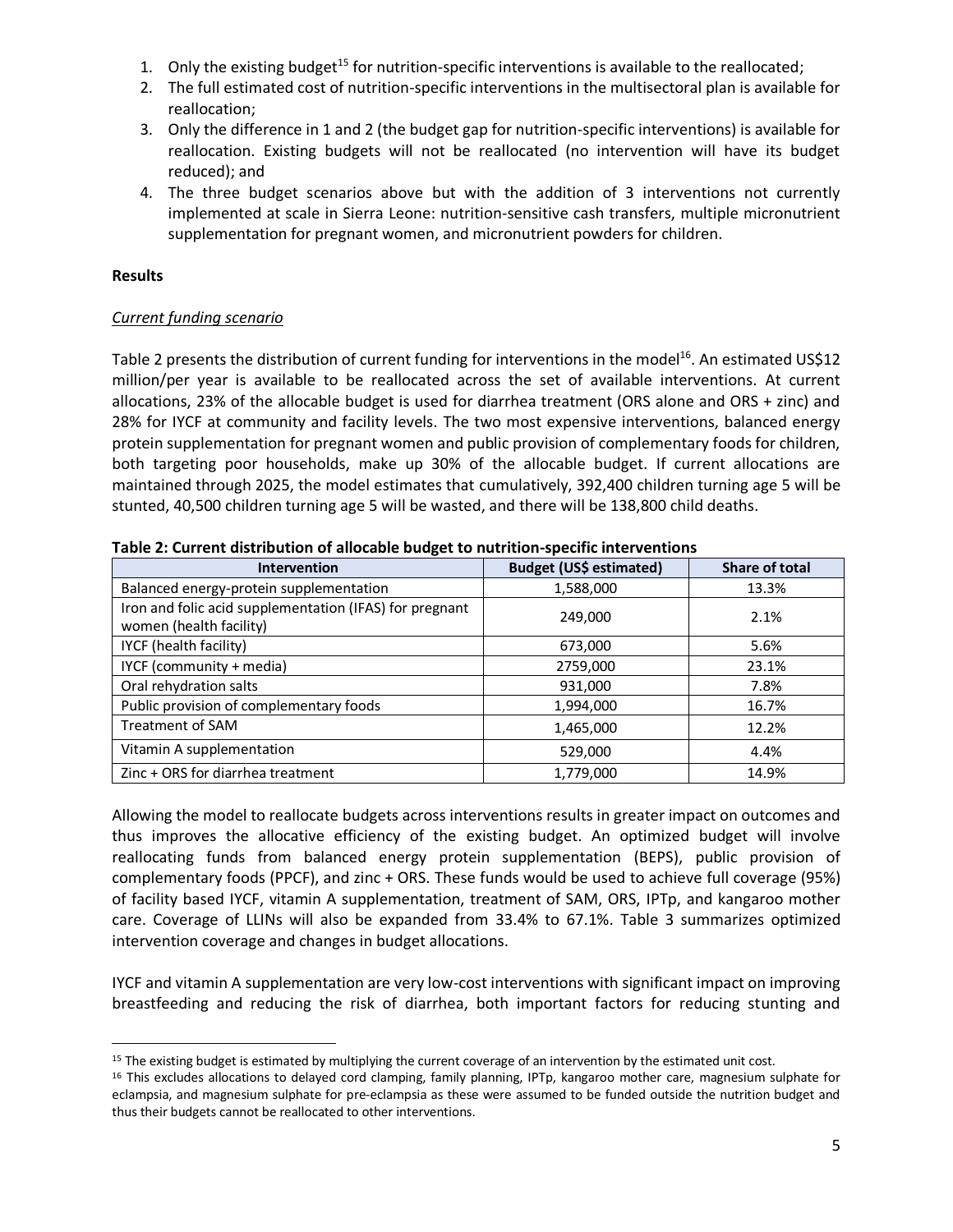1. Only the existing budget[15] for nutrition-specific interventions is available to the reallocated;
2. The full estimated cost of nutrition-specific interventions in the multisectoral plan is available for reallocation;
3. Only the difference in 1 and 2 (the budget gap for nutrition-specific interventions) is available for reallocation. Existing budgets will not be reallocated (no intervention will have its budget reduced); and
4. The three budget scenarios above but with the addition of 3 interventions not currently implemented at scale in Sierra Leone: nutrition-sensitive cash transfers, multiple micronutrient supplementation for pregnant women, and micronutrient powders for children.

**Results**

*Current funding scenario*

Table 2 presents the distribution of current funding for interventions in the model[16]. An estimated US$12 million/per year is available to be reallocated across the set of available interventions. At current allocations, 23% of the allocable budget is used for diarrhea treatment (ORS alone and ORS + zinc) and 28% for IYCF at community and facility levels. The two most expensive interventions, balanced energy protein supplementation for pregnant women and public provision of complementary foods for children, both targeting poor households, make up 30% of the allocable budget. If current allocations are maintained through 2025, the model estimates that cumulatively, 392,400 children turning age 5 will be stunted, 40,500 children turning age 5 will be wasted, and there will be 138,800 child deaths.

**Table 2: Current distribution of allocable budget to nutrition-specific interventions**

| Intervention | Budget (US$ estimated) | Share of total |
|---|---|---|
| Balanced energy-protein supplementation | 1,588,000 | 13.3% |
| Iron and folic acid supplementation (IFAS) for pregnant women (health facility) | 249,000 | 2.1% |
| IYCF (health facility) | 673,000 | 5.6% |
| IYCF (community + media) | 2759,000 | 23.1% |
| Oral rehydration salts | 931,000 | 7.8% |
| Public provision of complementary foods | 1,994,000 | 16.7% |
| Treatment of SAM | 1,465,000 | 12.2% |
| Vitamin A supplementation | 529,000 | 4.4% |
| Zinc + ORS for diarrhea treatment | 1,779,000 | 14.9% |

Allowing the model to reallocate budgets across interventions results in greater impact on outcomes and thus improves the allocative efficiency of the existing budget. An optimized budget will involve reallocating funds from balanced energy protein supplementation (BEPS), public provision of complementary foods (PPCF), and zinc + ORS. These funds would be used to achieve full coverage (95%) of facility based IYCF, vitamin A supplementation, treatment of SAM, ORS, IPTp, and kangaroo mother care. Coverage of LLINs will also be expanded from 33.4% to 67.1%. Table 3 summarizes optimized intervention coverage and changes in budget allocations.

IYCF and vitamin A supplementation are very low-cost interventions with significant impact on improving breastfeeding and reducing the risk of diarrhea, both important factors for reducing stunting and

---

[15] The existing budget is estimated by multiplying the current coverage of an intervention by the estimated unit cost.

[16] This excludes allocations to delayed cord clamping, family planning, IPTp, kangaroo mother care, magnesium sulphate for eclampsia, and magnesium sulphate for pre-eclampsia as these were assumed to be funded outside the nutrition budget and thus their budgets cannot be reallocated to other interventions.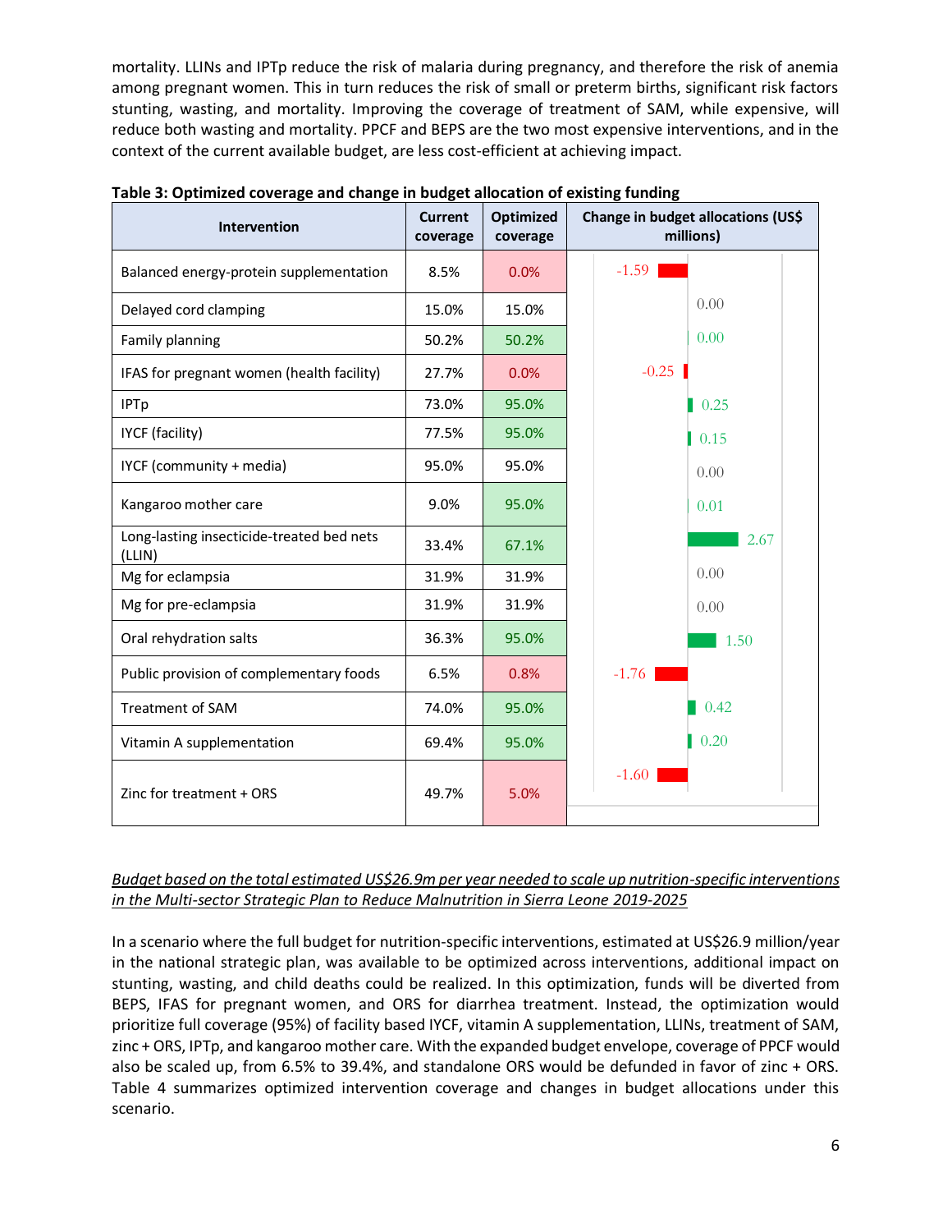mortality. LLINs and IPTp reduce the risk of malaria during pregnancy, and therefore the risk of anemia among pregnant women. This in turn reduces the risk of small or preterm births, significant risk factors stunting, wasting, and mortality. Improving the coverage of treatment of SAM, while expensive, will reduce both wasting and mortality. PPCF and BEPS are the two most expensive interventions, and in the context of the current available budget, are less cost-efficient at achieving impact.

**Table 3: Optimized coverage and change in budget allocation of existing funding**

| Intervention | Current coverage | Optimized coverage | Change in budget allocations (US$ millions) |
|---|---|---|---|
| Balanced energy-protein supplementation | 8.5% | 0.0% | -1.59 |
| Delayed cord clamping | 15.0% | 15.0% | 0.00 |
| Family planning | 50.2% | 50.2% | 0.00 |
| IFAS for pregnant women (health facility) | 27.7% | 0.0% | -0.25 |
| IPTp | 73.0% | 95.0% | 0.25 |
| IYCF (facility) | 77.5% | 95.0% | 0.15 |
| IYCF (community + media) | 95.0% | 95.0% | 0.00 |
| Kangaroo mother care | 9.0% | 95.0% | 0.01 |
| Long-lasting insecticide-treated bed nets (LLIN) | 33.4% | 67.1% | 2.67 |
| Mg for eclampsia | 31.9% | 31.9% | 0.00 |
| Mg for pre-eclampsia | 31.9% | 31.9% | 0.00 |
| Oral rehydration salts | 36.3% | 95.0% | 1.50 |
| Public provision of complementary foods | 6.5% | 0.8% | -1.76 |
| Treatment of SAM | 74.0% | 95.0% | 0.42 |
| Vitamin A supplementation | 69.4% | 95.0% | 0.20 |
| Zinc for treatment + ORS | 49.7% | 5.0% | -1.60 |

*Budget based on the total estimated US$26.9m per year needed to scale up nutrition-specific interventions in the Multi-sector Strategic Plan to Reduce Malnutrition in Sierra Leone 2019-2025*

In a scenario where the full budget for nutrition-specific interventions, estimated at US$26.9 million/year in the national strategic plan, was available to be optimized across interventions, additional impact on stunting, wasting, and child deaths could be realized. In this optimization, funds will be diverted from BEPS, IFAS for pregnant women, and ORS for diarrhea treatment. Instead, the optimization would prioritize full coverage (95%) of facility based IYCF, vitamin A supplementation, LLINs, treatment of SAM, zinc + ORS, IPTp, and kangaroo mother care. With the expanded budget envelope, coverage of PPCF would also be scaled up, from 6.5% to 39.4%, and standalone ORS would be defunded in favor of zinc + ORS. Table 4 summarizes optimized intervention coverage and changes in budget allocations under this scenario.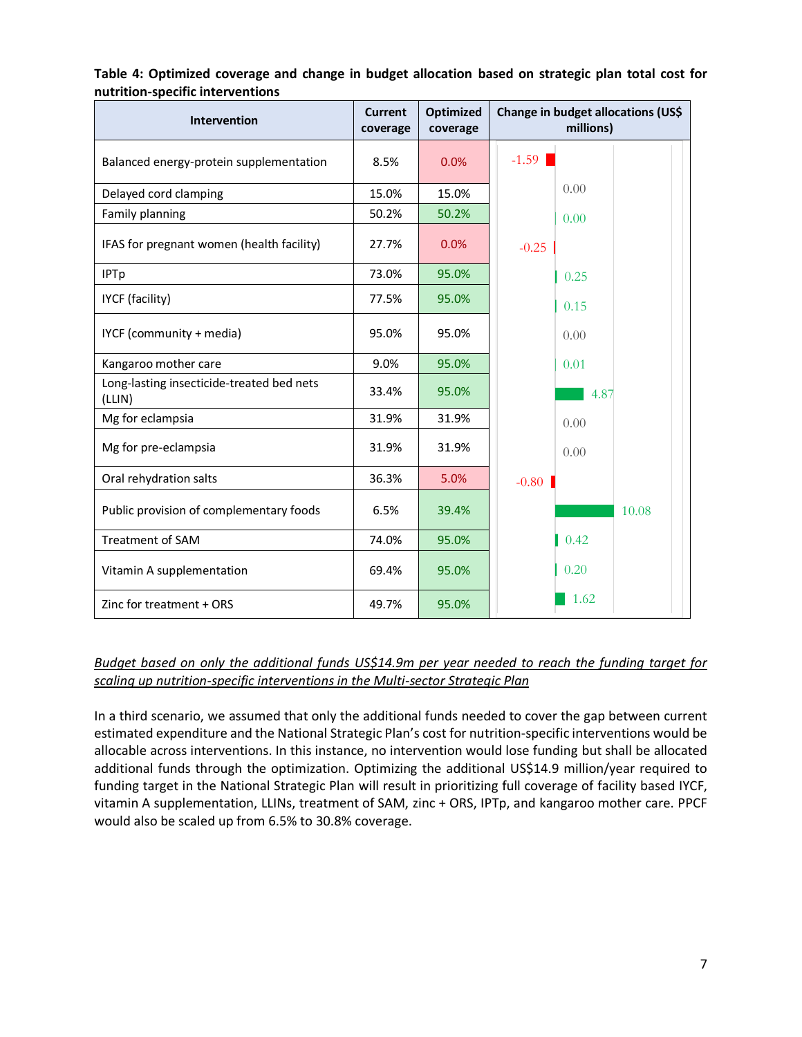**Table 4: Optimized coverage and change in budget allocation based on strategic plan total cost for nutrition-specific interventions**

| Intervention | Current coverage | Optimized coverage | Change in budget allocations (US$ millions) |
|---|---|---|---|
| Balanced energy-protein supplementation | 8.5% | 0.0% | -1.59 |
| Delayed cord clamping | 15.0% | 15.0% | 0.00 |
| Family planning | 50.2% | 50.2% | 0.00 |
| IFAS for pregnant women (health facility) | 27.7% | 0.0% | -0.25 |
| IPTp | 73.0% | 95.0% | 0.25 |
| IYCF (facility) | 77.5% | 95.0% | 0.15 |
| IYCF (community + media) | 95.0% | 95.0% | 0.00 |
| Kangaroo mother care | 9.0% | 95.0% | 0.01 |
| Long-lasting insecticide-treated bed nets (LLIN) | 33.4% | 95.0% | 4.87 |
| Mg for eclampsia | 31.9% | 31.9% | 0.00 |
| Mg for pre-eclampsia | 31.9% | 31.9% | 0.00 |
| Oral rehydration salts | 36.3% | 5.0% | -0.80 |
| Public provision of complementary foods | 6.5% | 39.4% | 10.08 |
| Treatment of SAM | 74.0% | 95.0% | 0.42 |
| Vitamin A supplementation | 69.4% | 95.0% | 0.20 |
| Zinc for treatment + ORS | 49.7% | 95.0% | 1.62 |

_Budget based on only the additional funds US$14.9m per year needed to reach the funding target for scaling up nutrition-specific interventions in the Multi-sector Strategic Plan_

In a third scenario, we assumed that only the additional funds needed to cover the gap between current estimated expenditure and the National Strategic Plan's cost for nutrition-specific interventions would be allocable across interventions. In this instance, no intervention would lose funding but shall be allocated additional funds through the optimization. Optimizing the additional US$14.9 million/year required to funding target in the National Strategic Plan will result in prioritizing full coverage of facility based IYCF, vitamin A supplementation, LLINs, treatment of SAM, zinc + ORS, IPTp, and kangaroo mother care. PPCF would also be scaled up from 6.5% to 30.8% coverage.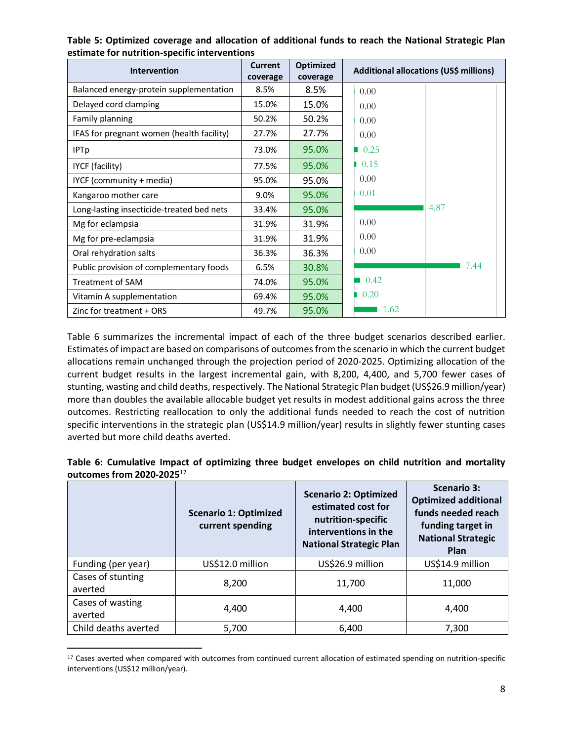**Table 5: Optimized coverage and allocation of additional funds to reach the National Strategic Plan estimate for nutrition-specific interventions**

| Intervention | Current coverage | Optimized coverage | Additional allocations (US$ millions) |
|---|---|---|---|
| Balanced energy-protein supplementation | 8.5% | 8.5% | 0.00 |
| Delayed cord clamping | 15.0% | 15.0% | 0.00 |
| Family planning | 50.2% | 50.2% | 0.00 |
| IFAS for pregnant women (health facility) | 27.7% | 27.7% | 0.00 |
| IPTp | 73.0% | 95.0% | 0.25 |
| IYCF (facility) | 77.5% | 95.0% | 0.15 |
| IYCF (community + media) | 95.0% | 95.0% | 0.00 |
| Kangaroo mother care | 9.0% | 95.0% | 0.01 |
| Long-lasting insecticide-treated bed nets | 33.4% | 95.0% | 4.87 |
| Mg for eclampsia | 31.9% | 31.9% | 0.00 |
| Mg for pre-eclampsia | 31.9% | 31.9% | 0.00 |
| Oral rehydration salts | 36.3% | 36.3% | 0.00 |
| Public provision of complementary foods | 6.5% | 30.8% | 7.44 |
| Treatment of SAM | 74.0% | 95.0% | 0.42 |
| Vitamin A supplementation | 69.4% | 95.0% | 0.20 |
| Zinc for treatment + ORS | 49.7% | 95.0% | 1.62 |

Table 6 summarizes the incremental impact of each of the three budget scenarios described earlier. Estimates of impact are based on comparisons of outcomes from the scenario in which the current budget allocations remain unchanged through the projection period of 2020-2025. Optimizing allocation of the current budget results in the largest incremental gain, with 8,200, 4,400, and 5,700 fewer cases of stunting, wasting and child deaths, respectively. The National Strategic Plan budget (US$26.9 million/year) more than doubles the available allocable budget yet results in modest additional gains across the three outcomes. Restricting reallocation to only the additional funds needed to reach the cost of nutrition specific interventions in the strategic plan (US$14.9 million/year) results in slightly fewer stunting cases averted but more child deaths averted.

**Table 6: Cumulative Impact of optimizing three budget envelopes on child nutrition and mortality outcomes from 2020-2025**[17]

| | Scenario 1: Optimized current spending | Scenario 2: Optimized estimated cost for nutrition-specific interventions in the National Strategic Plan | Scenario 3: Optimized additional funds needed reach funding target in National Strategic Plan |
|---|---|---|---|
| Funding (per year) | US$12.0 million | US$26.9 million | US$14.9 million |
| Cases of stunting averted | 8,200 | 11,700 | 11,000 |
| Cases of wasting averted | 4,400 | 4,400 | 4,400 |
| Child deaths averted | 5,700 | 6,400 | 7,300 |

[17] Cases averted when compared with outcomes from continued current allocation of estimated spending on nutrition-specific interventions (US$12 million/year).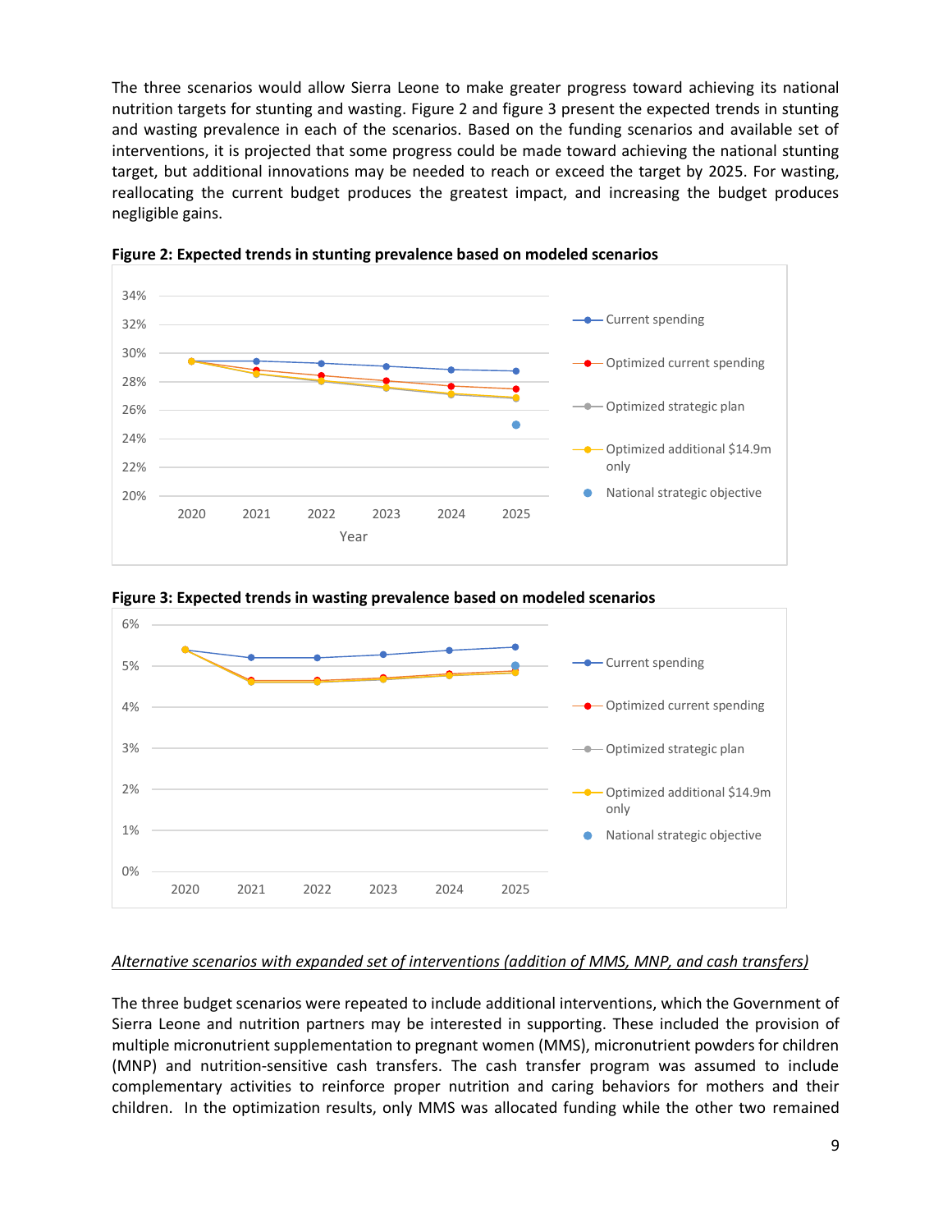The three scenarios would allow Sierra Leone to make greater progress toward achieving its national nutrition targets for stunting and wasting. Figure 2 and figure 3 present the expected trends in stunting and wasting prevalence in each of the scenarios. Based on the funding scenarios and available set of interventions, it is projected that some progress could be made toward achieving the national stunting target, but additional innovations may be needed to reach or exceed the target by 2025. For wasting, reallocating the current budget produces the greatest impact, and increasing the budget produces negligible gains.

**Figure 2: Expected trends in stunting prevalence based on modeled scenarios**

**Figure 3: Expected trends in wasting prevalence based on modeled scenarios**

*Alternative scenarios with expanded set of interventions (addition of MMS, MNP, and cash transfers)*

The three budget scenarios were repeated to include additional interventions, which the Government of Sierra Leone and nutrition partners may be interested in supporting. These included the provision of multiple micronutrient supplementation to pregnant women (MMS), micronutrient powders for children (MNP) and nutrition-sensitive cash transfers. The cash transfer program was assumed to include complementary activities to reinforce proper nutrition and caring behaviors for mothers and their children. In the optimization results, only MMS was allocated funding while the other two remained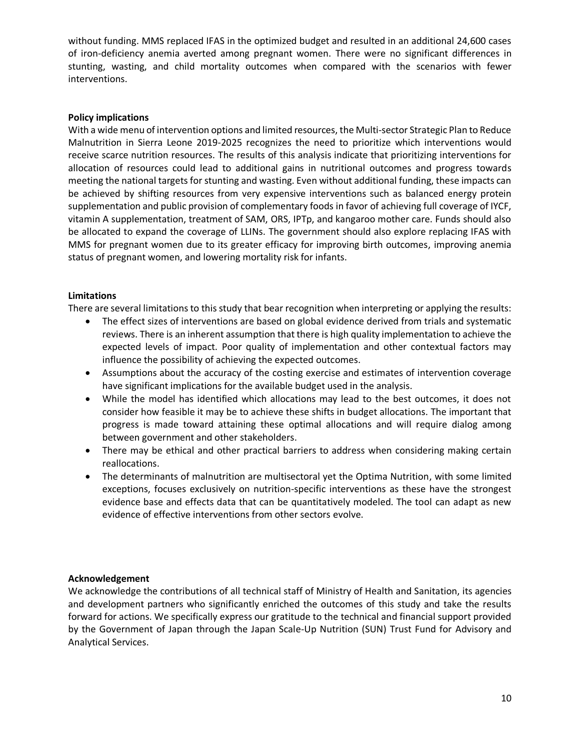without funding. MMS replaced IFAS in the optimized budget and resulted in an additional 24,600 cases of iron-deficiency anemia averted among pregnant women. There were no significant differences in stunting, wasting, and child mortality outcomes when compared with the scenarios with fewer interventions.

**Policy implications**

With a wide menu of intervention options and limited resources, the Multi-sector Strategic Plan to Reduce Malnutrition in Sierra Leone 2019-2025 recognizes the need to prioritize which interventions would receive scarce nutrition resources. The results of this analysis indicate that prioritizing interventions for allocation of resources could lead to additional gains in nutritional outcomes and progress towards meeting the national targets for stunting and wasting. Even without additional funding, these impacts can be achieved by shifting resources from very expensive interventions such as balanced energy protein supplementation and public provision of complementary foods in favor of achieving full coverage of IYCF, vitamin A supplementation, treatment of SAM, ORS, IPTp, and kangaroo mother care. Funds should also be allocated to expand the coverage of LLINs. The government should also explore replacing IFAS with MMS for pregnant women due to its greater efficacy for improving birth outcomes, improving anemia status of pregnant women, and lowering mortality risk for infants.

**Limitations**

There are several limitations to this study that bear recognition when interpreting or applying the results:

- The effect sizes of interventions are based on global evidence derived from trials and systematic reviews. There is an inherent assumption that there is high quality implementation to achieve the expected levels of impact. Poor quality of implementation and other contextual factors may influence the possibility of achieving the expected outcomes.
- Assumptions about the accuracy of the costing exercise and estimates of intervention coverage have significant implications for the available budget used in the analysis.
- While the model has identified which allocations may lead to the best outcomes, it does not consider how feasible it may be to achieve these shifts in budget allocations. The important that progress is made toward attaining these optimal allocations and will require dialog among between government and other stakeholders.
- There may be ethical and other practical barriers to address when considering making certain reallocations.
- The determinants of malnutrition are multisectoral yet the Optima Nutrition, with some limited exceptions, focuses exclusively on nutrition-specific interventions as these have the strongest evidence base and effects data that can be quantitatively modeled. The tool can adapt as new evidence of effective interventions from other sectors evolve.

**Acknowledgement**

We acknowledge the contributions of all technical staff of Ministry of Health and Sanitation, its agencies and development partners who significantly enriched the outcomes of this study and take the results forward for actions. We specifically express our gratitude to the technical and financial support provided by the Government of Japan through the Japan Scale-Up Nutrition (SUN) Trust Fund for Advisory and Analytical Services.